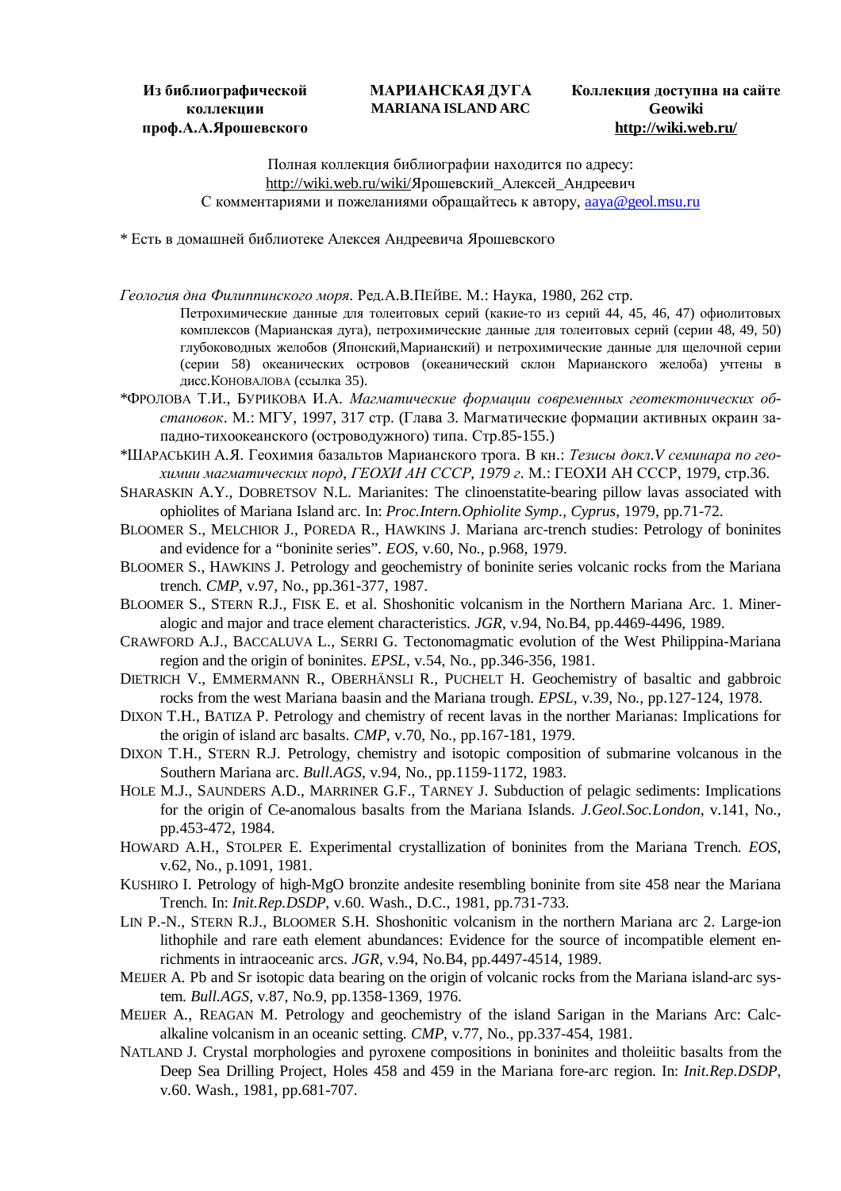**Из библиографической коллекции проф.А.А.Ярошевского**

**МАРИАНСКАЯ ДУГА**
**MARIANA ISLAND ARC**

**Коллекция доступна на сайте Geowiki http://wiki.web.ru/**

Полная коллекция библиографии находится по адресу:
http://wiki.web.ru/wiki/Ярошевский_Алексей_Андреевич
С комментариями и пожеланиями обращайтесь к автору, aaya@geol.msu.ru

\* Есть в домашней библиотеке Алексея Андреевича Ярошевского

*Геология дна Филиппинского моря*. Ред.А.В.ПЕЙВЕ. М.: Наука, 1980, 262 стр.
Петрохимические данные для толеитовых серий (какие-то из серий 44, 45, 46, 47) офиолитовых комплексов (Марианская дуга), петрохимические данные для толеитовых серий (серии 48, 49, 50) глубоководных желобов (Японский,Марианский) и петрохимические данные для щелочной серии (серии 58) океанических островов (океанический склон Марианского желоба) учтены в дисс.КОНОВАЛОВА (ссылка 35).

\*ФРОЛОВА Т.И., БУРИКОВА И.А. *Магматические формации современных геотектонических обстановок*. М.: МГУ, 1997, 317 стр. (Глава 3. Магматические формации активных окраин западно-тихоокеанского (островодужного) типа. Стр.85-155.)

\*ШАРАСЬКИН А.Я. Геохимия базальтов Марианского трога. В кн.: *Тезисы докл.V семинара по геохимии магматических пород*, *ГЕОХИ АН СССР, 1979 г*. М.: ГЕОХИ АН СССР, 1979, стр.36.

SHARASKIN A.Y., DOBRETSOV N.L. Marianites: The clinoenstatite-bearing pillow lavas associated with ophiolites of Mariana Island arc. In: *Proc.Intern.Ophiolite Symp*., *Cyprus*, 1979, pp.71-72.

BLOOMER S., MELCHIOR J., POREDA R., HAWKINS J. Mariana arc-trench studies: Petrology of boninites and evidence for a “boninite series”. *EOS*, v.60, No., p.968, 1979.

BLOOMER S., HAWKINS J. Petrology and geochemistry of boninite series volcanic rocks from the Mariana trench. *CMP*, v.97, No., pp.361-377, 1987.

BLOOMER S., STERN R.J., FISK E. et al. Shoshonitic volcanism in the Northern Mariana Arc. 1. Mineralogic and major and trace element characteristics. *JGR*, v.94, No.B4, pp.4469-4496, 1989.

CRAWFORD A.J., BACCALUVA L., SERRI G. Tectonomagmatic evolution of the West Philippina-Mariana region and the origin of boninites. *EPSL*, v.54, No., pp.346-356, 1981.

DIETRICH V., EMMERMANN R., OBERHÄNSLI R., PUCHELT H. Geochemistry of basaltic and gabbroic rocks from the west Mariana baasin and the Mariana trough. *EPSL*, v.39, No., pp.127-124, 1978.

DIXON T.H., BATIZA P. Petrology and chemistry of recent lavas in the norther Marianas: Implications for the origin of island arc basalts. *CMP*, v.70, No., pp.167-181, 1979.

DIXON T.H., STERN R.J. Petrology, chemistry and isotopic composition of submarine volcanous in the Southern Mariana arc. *Bull.AGS*, v.94, No., pp.1159-1172, 1983.

HOLE M.J., SAUNDERS A.D., MARRINER G.F., TARNEY J. Subduction of pelagic sediments: Implications for the origin of Ce-anomalous basalts from the Mariana Islands. *J.Geol.Soc.London*, v.141, No., pp.453-472, 1984.

HOWARD A.H., STOLPER E. Experimental crystallization of boninites from the Mariana Trench. *EOS*, v.62, No., p.1091, 1981.

KUSHIRO I. Petrology of high-MgO bronzite andesite resembling boninite from site 458 near the Mariana Trench. In: *Init.Rep.DSDP*, v.60. Wash., D.C., 1981, pp.731-733.

LIN P.-N., STERN R.J., BLOOMER S.H. Shoshonitic volcanism in the northern Mariana arc 2. Large-ion lithophile and rare eath element abundances: Evidence for the source of incompatible element enrichments in intraoceanic arcs. *JGR*, v.94, No.B4, pp.4497-4514, 1989.

MEIJER A. Pb and Sr isotopic data bearing on the origin of volcanic rocks from the Mariana island-arc system. *Bull.AGS*, v.87, No.9, pp.1358-1369, 1976.

MEIJER A., REAGAN M. Petrology and geochemistry of the island Sarigan in the Marians Arc: Calc-alkaline volcanism in an oceanic setting. *CMP*, v.77, No., pp.337-454, 1981.

NATLAND J. Crystal morphologies and pyroxene compositions in boninites and tholeiitic basalts from the Deep Sea Drilling Project, Holes 458 and 459 in the Mariana fore-arc region. In: *Init.Rep.DSDP*, v.60. Wash., 1981, pp.681-707.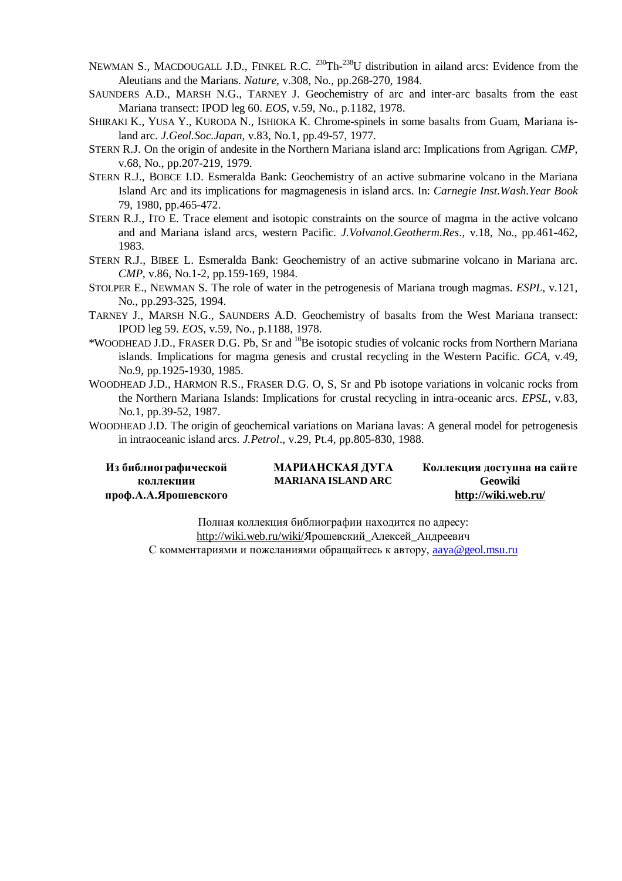NEWMAN S., MACDOUGALL J.D., FINKEL R.C. $^{230}$Th-$^{238}$U distribution in ailand arcs: Evidence from the Aleutians and the Marians. *Nature*, v.308, No., pp.268-270, 1984.

SAUNDERS A.D., MARSH N.G., TARNEY J. Geochemistry of arc and inter-arc basalts from the east Mariana transect: IPOD leg 60. *EOS*, v.59, No., p.1182, 1978.

SHIRAKI K., YUSA Y., KURODA N., ISHIOKA K. Chrome-spinels in some basalts from Guam, Mariana island arc. *J.Geol.Soc.Japan*, v.83, No.1, pp.49-57, 1977.

STERN R.J. On the origin of andesite in the Northern Mariana island arc: Implications from Agrigan. *CMP*, v.68, No., pp.207-219, 1979.

STERN R.J., BOBCE I.D. Esmeralda Bank: Geochemistry of an active submarine volcano in the Mariana Island Arc and its implications for magmagenesis in island arcs. In: *Carnegie Inst.Wash.Year Book* 79, 1980, pp.465-472.

STERN R.J., ITO E. Trace element and isotopic constraints on the source of magma in the active volcano and and Mariana island arcs, western Pacific. *J.Volvanol.Geotherm.Res*., v.18, No., pp.461-462, 1983.

STERN R.J., BIBEE L. Esmeralda Bank: Geochemistry of an active submarine volcano in Mariana arc. *CMP*, v.86, No.1-2, pp.159-169, 1984.

STOLPER E., NEWMAN S. The role of water in the petrogenesis of Mariana trough magmas. *ESPL*, v.121, No., pp.293-325, 1994.

TARNEY J., MARSH N.G., SAUNDERS A.D. Geochemistry of basalts from the West Mariana transect: IPOD leg 59. *EOS*, v.59, No., p.1188, 1978.

*WOODHEAD J.D., FRASER D.G. Pb, Sr and $^{10}$Be isotopic studies of volcanic rocks from Northern Mariana islands. Implications for magma genesis and crustal recycling in the Western Pacific. *GCA*, v.49, No.9, pp.1925-1930, 1985.

WOODHEAD J.D., HARMON R.S., FRASER D.G. O, S, Sr and Pb isotope variations in volcanic rocks from the Northern Mariana Islands: Implications for crustal recycling in intra-oceanic arcs. *EPSL*, v.83, No.1, pp.39-52, 1987.

WOODHEAD J.D. The origin of geochemical variations on Mariana lavas: A general model for petrogenesis in intraoceanic island arcs. *J.Petrol*., v.29, Pt.4, pp.805-830, 1988.

**Из библиографической коллекции проф.А.А.Ярошевского**

**МАРИАНСКАЯ ДУГА**
**MARIANA ISLAND ARC**

**Коллекция доступна на сайте Geowiki**
**http://wiki.web.ru/**

Полная коллекция библиографии находится по адресу:
http://wiki.web.ru/wiki/Ярошевский_Алексей_Андреевич
С комментариями и пожеланиями обращайтесь к автору, aaya@geol.msu.ru